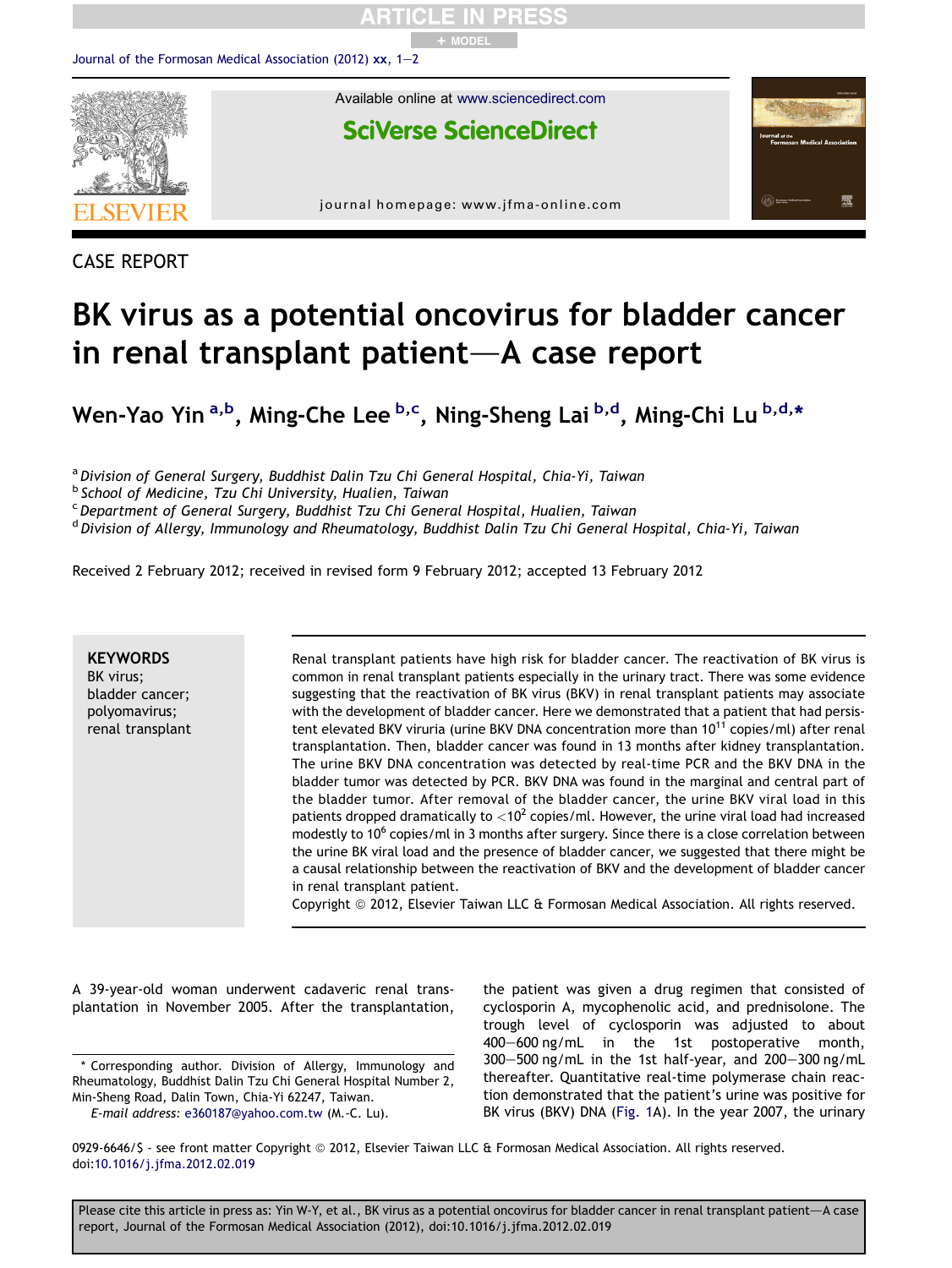CASE REPORT

# BK virus as a potential oncovirus for bladder cancer in renal transplant patient—A case report

Wen-Yao Yin [a,b], Ming-Che Lee [b,c], Ning-Sheng Lai [b,d], Ming-Chi Lu [b,d,*]

[a] Division of General Surgery, Buddhist Dalin Tzu Chi General Hospital, Chia-Yi, Taiwan
[b] School of Medicine, Tzu Chi University, Hualien, Taiwan
[c] Department of General Surgery, Buddhist Tzu Chi General Hospital, Hualien, Taiwan
[d] Division of Allergy, Immunology and Rheumatology, Buddhist Dalin Tzu Chi General Hospital, Chia-Yi, Taiwan

Received 2 February 2012; received in revised form 9 February 2012; accepted 13 February 2012

**KEYWORDS**
BK virus;
bladder cancer;
polyomavirus;
renal transplant

Renal transplant patients have high risk for bladder cancer. The reactivation of BK virus is common in renal transplant patients especially in the urinary tract. There was some evidence suggesting that the reactivation of BK virus (BKV) in renal transplant patients may associate with the development of bladder cancer. Here we demonstrated that a patient that had persistent elevated BKV viruria (urine BKV DNA concentration more than $10^{11}$ copies/ml) after renal transplantation. Then, bladder cancer was found in 13 months after kidney transplantation. The urine BKV DNA concentration was detected by real-time PCR and the BKV DNA in the bladder tumor was detected by PCR. BKV DNA was found in the marginal and central part of the bladder tumor. After removal of the bladder cancer, the urine BKV viral load in this patients dropped dramatically to $<10^2$ copies/ml. However, the urine viral load had increased modestly to $10^6$ copies/ml in 3 months after surgery. Since there is a close correlation between the urine BK viral load and the presence of bladder cancer, we suggested that there might be a causal relationship between the reactivation of BKV and the development of bladder cancer in renal transplant patient.
Copyright © 2012, Elsevier Taiwan LLC & Formosan Medical Association. All rights reserved.

A 39-year-old woman underwent cadaveric renal transplantation in November 2005. After the transplantation, the patient was given a drug regimen that consisted of cyclosporin A, mycophenolic acid, and prednisolone. The trough level of cyclosporin was adjusted to about 400–600 ng/mL in the 1st postoperative month, 300–500 ng/mL in the 1st half-year, and 200–300 ng/mL thereafter. Quantitative real-time polymerase chain reaction demonstrated that the patient's urine was positive for BK virus (BKV) DNA (Fig. 1A). In the year 2007, the urinary

\* Corresponding author. Division of Allergy, Immunology and Rheumatology, Buddhist Dalin Tzu Chi General Hospital Number 2, Min-Sheng Road, Dalin Town, Chia-Yi 62247, Taiwan.
*E-mail address:* e360187@yahoo.com.tw (M.-C. Lu).

0929-6646/$ - see front matter Copyright © 2012, Elsevier Taiwan LLC & Formosan Medical Association. All rights reserved.
doi:10.1016/j.jfma.2012.02.019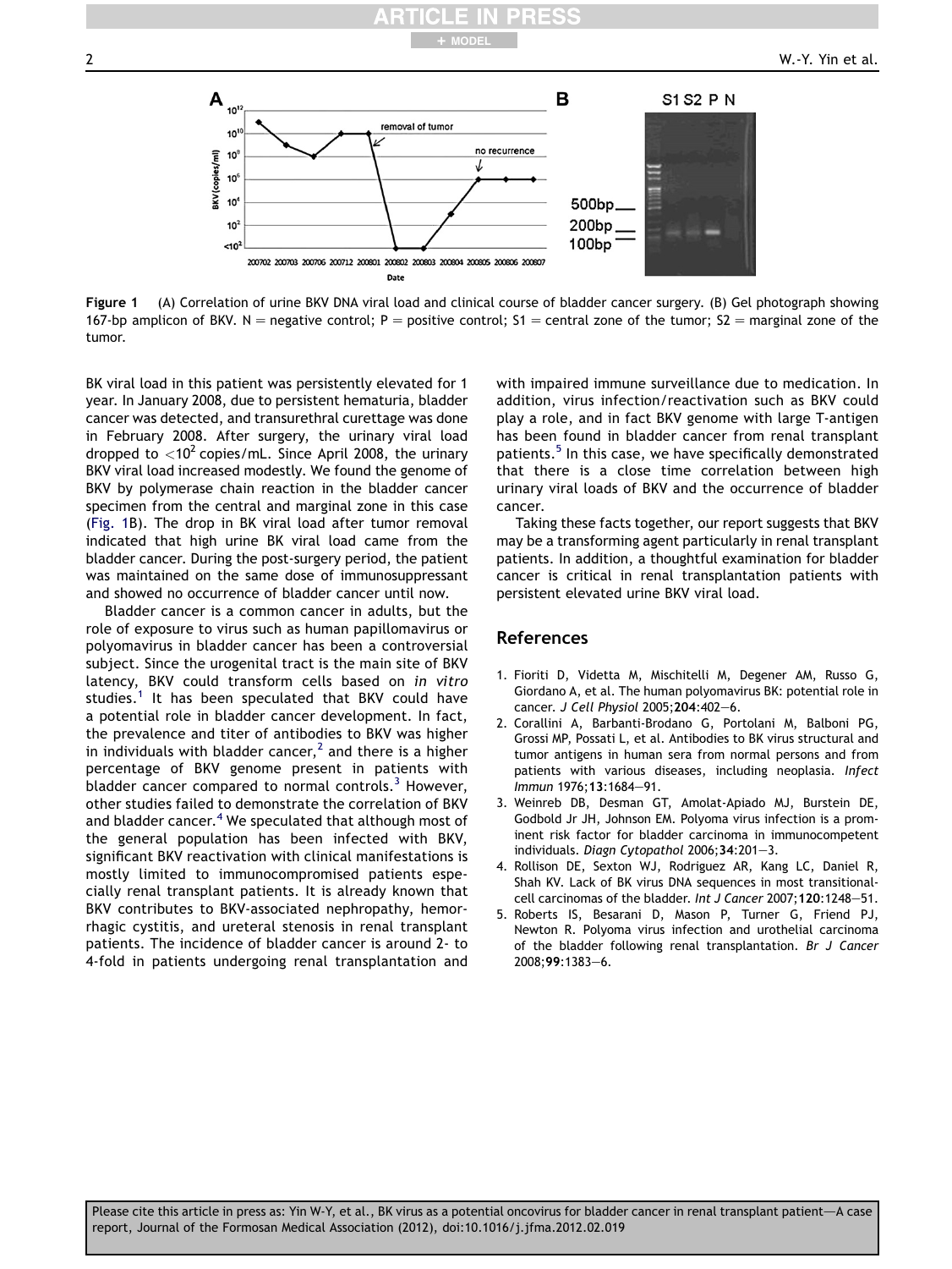A

$10^{12}$

$10^{10}$

$10^{8}$

$10^{6}$

$10^{4}$

$10^{2}$

$<10^{2}$

BKV (copies/ml)

removal of tumor

no recurrence

200702 200703 200706 200712 200801 200802 200803 200804 200805 200806 200807

Date

B

S1 S2 P N

500bp

200bp

100bp

**Figure 1** (A) Correlation of urine BKV DNA viral load and clinical course of bladder cancer surgery. (B) Gel photograph showing 167-bp amplicon of BKV. N = negative control; P = positive control; S1 = central zone of the tumor; S2 = marginal zone of the tumor.

BK viral load in this patient was persistently elevated for 1 year. In January 2008, due to persistent hematuria, bladder cancer was detected, and transurethral curettage was done in February 2008. After surgery, the urinary viral load dropped to $<10^2$ copies/mL. Since April 2008, the urinary BKV viral load increased modestly. We found the genome of BKV by polymerase chain reaction in the bladder cancer specimen from the central and marginal zone in this case (Fig. 1B). The drop in BK viral load after tumor removal indicated that high urine BK viral load came from the bladder cancer. During the post-surgery period, the patient was maintained on the same dose of immunosuppressant and showed no occurrence of bladder cancer until now.

Bladder cancer is a common cancer in adults, but the role of exposure to virus such as human papillomavirus or polyomavirus in bladder cancer has been a controversial subject. Since the urogenital tract is the main site of BKV latency, BKV could transform cells based on *in vitro* studies.[1] It has been speculated that BKV could have a potential role in bladder cancer development. In fact, the prevalence and titer of antibodies to BKV was higher in individuals with bladder cancer,[2] and there is a higher percentage of BKV genome present in patients with bladder cancer compared to normal controls.[3] However, other studies failed to demonstrate the correlation of BKV and bladder cancer.[4] We speculated that although most of the general population has been infected with BKV, significant BKV reactivation with clinical manifestations is mostly limited to immunocompromised patients especially renal transplant patients. It is already known that BKV contributes to BKV-associated nephropathy, hemorrhagic cystitis, and ureteral stenosis in renal transplant patients. The incidence of bladder cancer is around 2- to 4-fold in patients undergoing renal transplantation and with impaired immune surveillance due to medication. In addition, virus infection/reactivation such as BKV could play a role, and in fact BKV genome with large T-antigen has been found in bladder cancer from renal transplant patients.[5] In this case, we have specifically demonstrated that there is a close time correlation between high urinary viral loads of BKV and the occurrence of bladder cancer.

Taking these facts together, our report suggests that BKV may be a transforming agent particularly in renal transplant patients. In addition, a thoughtful examination for bladder cancer is critical in renal transplantation patients with persistent elevated urine BKV viral load.

## References

1. Fioriti D, Videtta M, Mischitelli M, Degener AM, Russo G, Giordano A, et al. The human polyomavirus BK: potential role in cancer. *J Cell Physiol* 2005;**204**:402–6.
2. Corallini A, Barbanti-Brodano G, Portolani M, Balboni PG, Grossi MP, Possati L, et al. Antibodies to BK virus structural and tumor antigens in human sera from normal persons and from patients with various diseases, including neoplasia. *Infect Immun* 1976;**13**:1684–91.
3. Weinreb DB, Desman GT, Amolat-Apiado MJ, Burstein DE, Godbold Jr JH, Johnson EM. Polyoma virus infection is a prominent risk factor for bladder carcinoma in immunocompetent individuals. *Diagn Cytopathol* 2006;**34**:201–3.
4. Rollison DE, Sexton WJ, Rodriguez AR, Kang LC, Daniel R, Shah KV. Lack of BK virus DNA sequences in most transitional-cell carcinomas of the bladder. *Int J Cancer* 2007;**120**:1248–51.
5. Roberts IS, Besarani D, Mason P, Turner G, Friend PJ, Newton R. Polyoma virus infection and urothelial carcinoma of the bladder following renal transplantation. *Br J Cancer* 2008;**99**:1383–6.